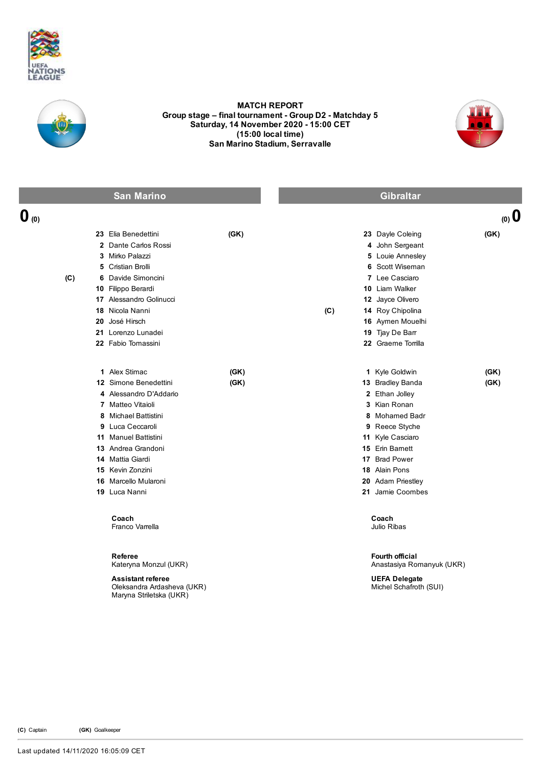UEFA NATIONS LEAGUE

# MATCH REPORT

**Group stage – final tournament - Group D2 - Matchday 5**
**Saturday, 14 November 2020 - 15:00 CET**
**(15:00 local time)**
**San Marino Stadium, Serravalle**

## San Marino

**0** (0)

| | No. | Player | |
|---|---|---|---|
| | 23 | Elia Benedettini | (GK) |
| | 2 | Dante Carlos Rossi | |
| | 3 | Mirko Palazzi | |
| | 5 | Cristian Brolli | |
| (C) | 6 | Davide Simoncini | |
| | 10 | Filippo Berardi | |
| | 17 | Alessandro Golinucci | |
| | 18 | Nicola Nanni | |
| | 20 | José Hirsch | |
| | 21 | Lorenzo Lunadei | |
| | 22 | Fabio Tomassini | |

| No. | Player | |
|---|---|---|
| 1 | Alex Stimac | (GK) |
| 12 | Simone Benedettini | (GK) |
| 4 | Alessandro D'Addario | |
| 7 | Matteo Vitaioli | |
| 8 | Michael Battistini | |
| 9 | Luca Ceccaroli | |
| 11 | Manuel Battistini | |
| 13 | Andrea Grandoni | |
| 14 | Mattia Giardi | |
| 15 | Kevin Zonzini | |
| 16 | Marcello Mularoni | |
| 19 | Luca Nanni | |

**Coach**
Franco Varrella

## Gibraltar

(0) **0**

| | No. | Player | |
|---|---|---|---|
| | 23 | Dayle Coleing | (GK) |
| | 4 | John Sergeant | |
| | 5 | Louie Annesley | |
| | 6 | Scott Wiseman | |
| | 7 | Lee Casciaro | |
| | 10 | Liam Walker | |
| | 12 | Jayce Olivero | |
| (C) | 14 | Roy Chipolina | |
| | 16 | Aymen Mouelhi | |
| | 19 | Tjay De Barr | |
| | 22 | Graeme Torrilla | |

| No. | Player | |
|---|---|---|
| 1 | Kyle Goldwin | (GK) |
| 13 | Bradley Banda | (GK) |
| 2 | Ethan Jolley | |
| 3 | Kian Ronan | |
| 8 | Mohamed Badr | |
| 9 | Reece Styche | |
| 11 | Kyle Casciaro | |
| 15 | Erin Barnett | |
| 17 | Brad Power | |
| 18 | Alain Pons | |
| 20 | Adam Priestley | |
| 21 | Jamie Coombes | |

**Coach**
Julio Ribas

**Referee**
Kateryna Monzul (UKR)

**Assistant referee**
Oleksandra Ardasheva (UKR)
Maryna Striletska (UKR)

**Fourth official**
Anastasiya Romanyuk (UKR)

**UEFA Delegate**
Michel Schafroth (SUI)

**(C)** Captain **(GK)** Goalkeeper

Last updated 14/11/2020 16:05:09 CET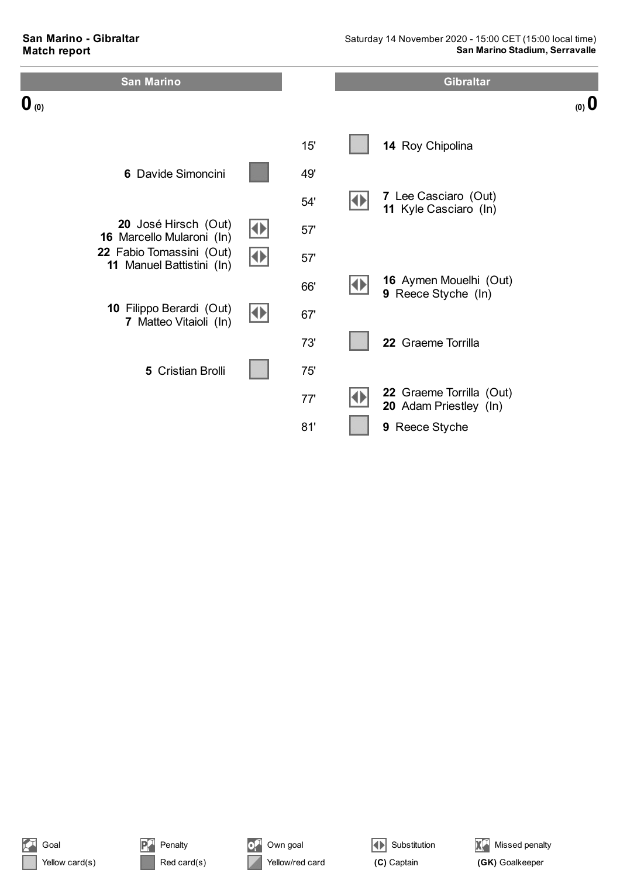**San Marino - Gibraltar**
**Match report**

Saturday 14 November 2020 - 15:00 CET (15:00 local time)
**San Marino Stadium, Serravalle**

| San Marino | | | | Gibraltar |
|---|---|---|---|---|
| **0** (0) | | | | (0) **0** |
| | | 15' | Yellow card | **14** Roy Chipolina |
| **6** Davide Simoncini | Red card | 49' | | |
| | | 54' | Substitution | **7** Lee Casciaro (Out) **11** Kyle Casciaro (In) |
| **20** José Hirsch (Out) **16** Marcello Mularoni (In) | Substitution | 57' | | |
| **22** Fabio Tomassini (Out) **11** Manuel Battistini (In) | Substitution | 57' | | |
| | | 66' | Substitution | **16** Aymen Mouelhi (Out) **9** Reece Styche (In) |
| **10** Filippo Berardi (Out) **7** Matteo Vitaioli (In) | Substitution | 67' | | |
| | | 73' | Yellow card | **22** Graeme Torrilla |
| **5** Cristian Brolli | Yellow card | 75' | | |
| | | 77' | Substitution | **22** Graeme Torrilla (Out) **20** Adam Priestley (In) |
| | | 81' | Yellow card | **9** Reece Styche |

Goal | Penalty | Own goal | Substitution | Missed penalty
Yellow card(s) | Red card(s) | Yellow/red card | **(C)** Captain | **(GK)** Goalkeeper